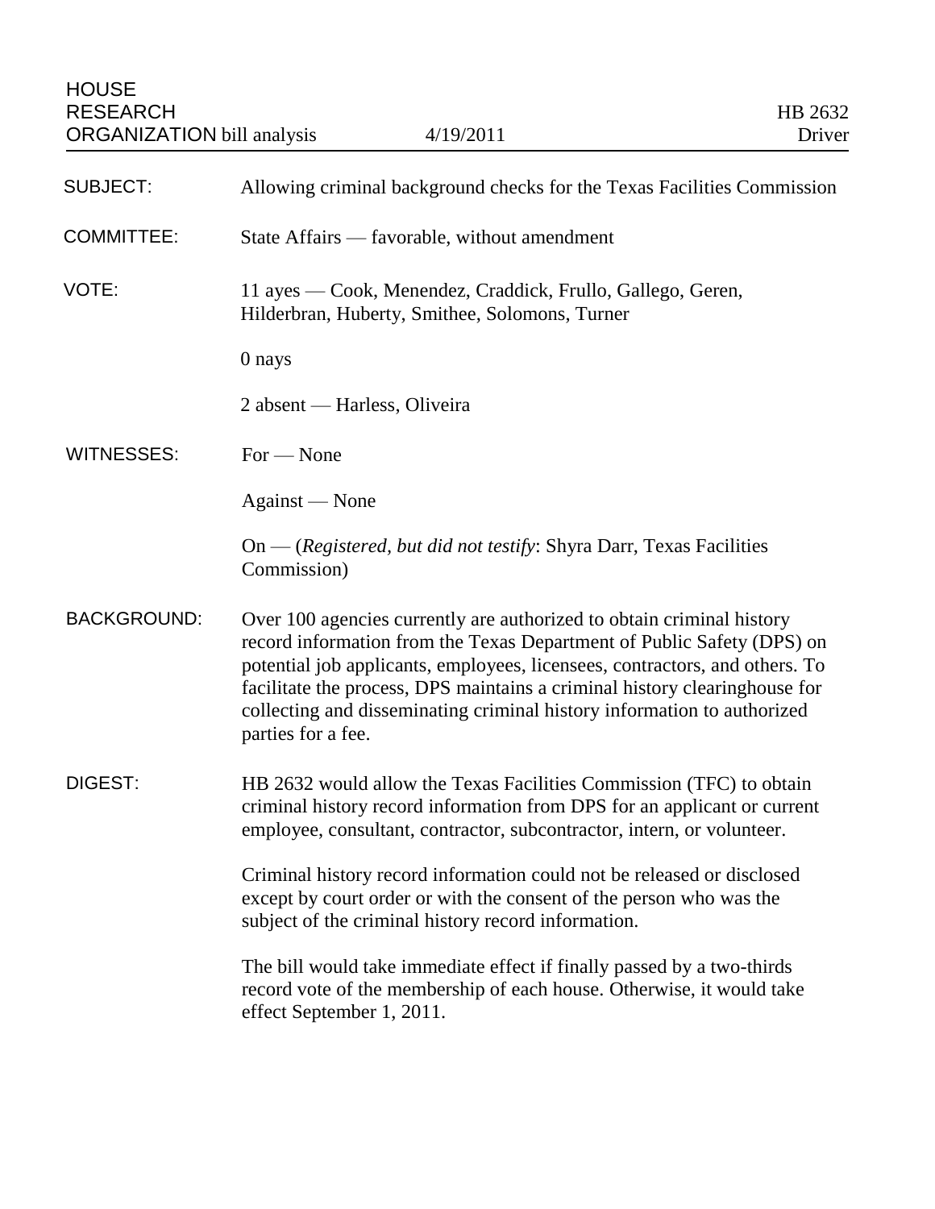HOUSE RESEARCH ORGANIZATION bill analysis | 4/19/2011 | HB 2632 Driver

**SUBJECT:** Allowing criminal background checks for the Texas Facilities Commission

**COMMITTEE:** State Affairs — favorable, without amendment

**VOTE:** 11 ayes — Cook, Menendez, Craddick, Frullo, Gallego, Geren, Hilderbran, Huberty, Smithee, Solomons, Turner

0 nays

2 absent — Harless, Oliveira

**WITNESSES:** For — None

Against — None

On — (*Registered, but did not testify*: Shyra Darr, Texas Facilities Commission)

**BACKGROUND:** Over 100 agencies currently are authorized to obtain criminal history record information from the Texas Department of Public Safety (DPS) on potential job applicants, employees, licensees, contractors, and others. To facilitate the process, DPS maintains a criminal history clearinghouse for collecting and disseminating criminal history information to authorized parties for a fee.

**DIGEST:** HB 2632 would allow the Texas Facilities Commission (TFC) to obtain criminal history record information from DPS for an applicant or current employee, consultant, contractor, subcontractor, intern, or volunteer.

Criminal history record information could not be released or disclosed except by court order or with the consent of the person who was the subject of the criminal history record information.

The bill would take immediate effect if finally passed by a two-thirds record vote of the membership of each house. Otherwise, it would take effect September 1, 2011.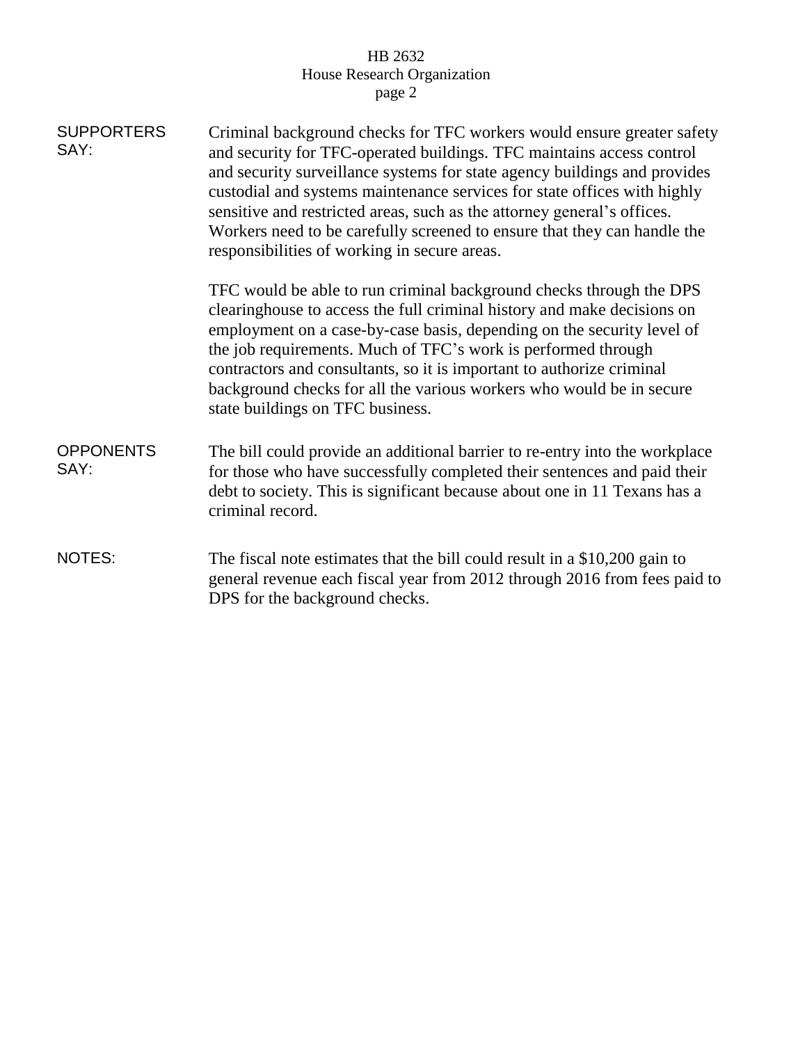**SUPPORTERS SAY:**

Criminal background checks for TFC workers would ensure greater safety and security for TFC-operated buildings. TFC maintains access control and security surveillance systems for state agency buildings and provides custodial and systems maintenance services for state offices with highly sensitive and restricted areas, such as the attorney general's offices. Workers need to be carefully screened to ensure that they can handle the responsibilities of working in secure areas.

TFC would be able to run criminal background checks through the DPS clearinghouse to access the full criminal history and make decisions on employment on a case-by-case basis, depending on the security level of the job requirements. Much of TFC's work is performed through contractors and consultants, so it is important to authorize criminal background checks for all the various workers who would be in secure state buildings on TFC business.

**OPPONENTS SAY:**

The bill could provide an additional barrier to re-entry into the workplace for those who have successfully completed their sentences and paid their debt to society. This is significant because about one in 11 Texans has a criminal record.

**NOTES:**

The fiscal note estimates that the bill could result in a $10,200 gain to general revenue each fiscal year from 2012 through 2016 from fees paid to DPS for the background checks.